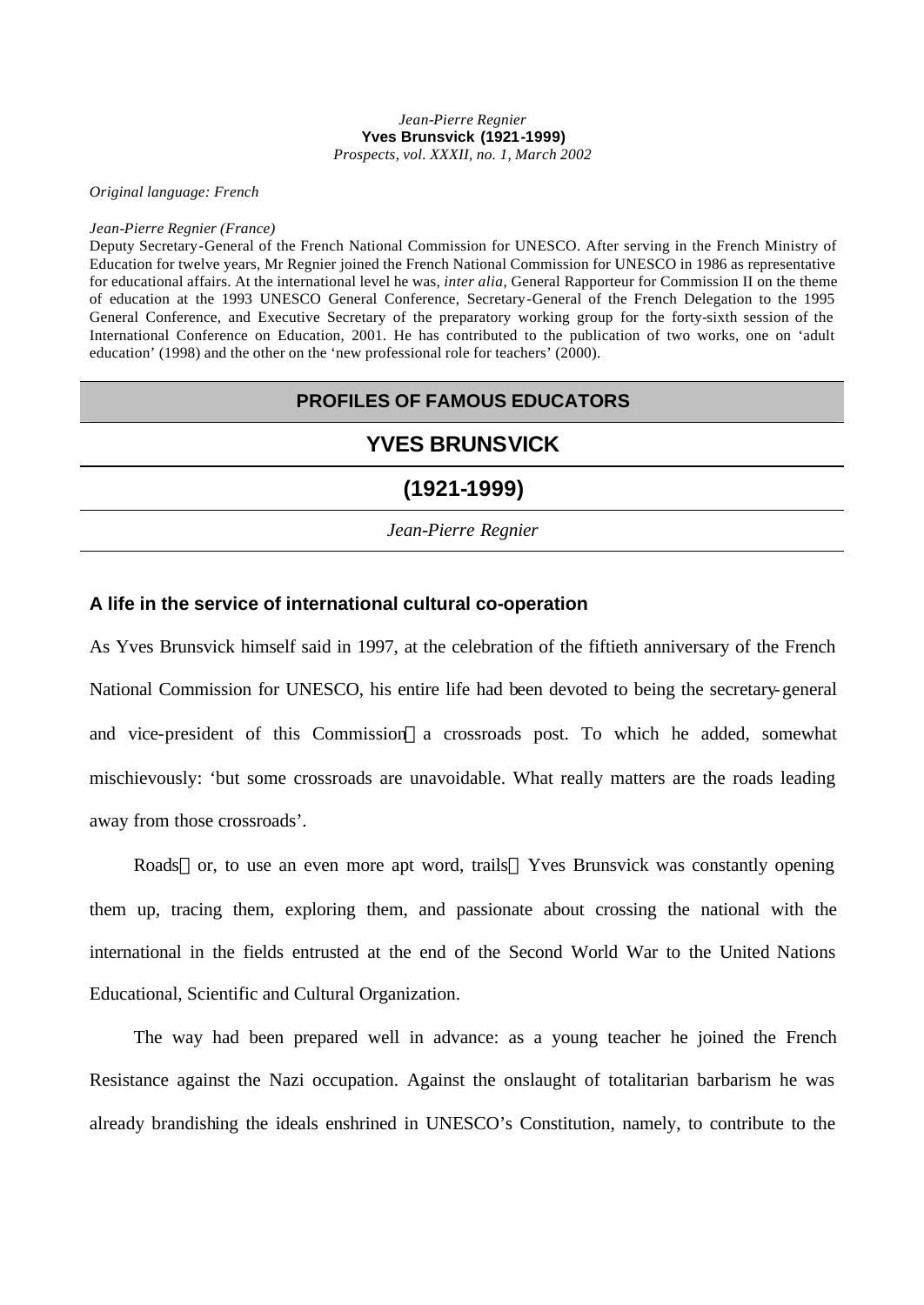*Jean-Pierre Regnier*
**Yves Brunsvick (1921-1999)**
*Prospects, vol. XXXII, no. 1, March 2002*

*Original language: French*

*Jean-Pierre Regnier (France)*
Deputy Secretary-General of the French National Commission for UNESCO. After serving in the French Ministry of Education for twelve years, Mr Regnier joined the French National Commission for UNESCO in 1986 as representative for educational affairs. At the international level he was, *inter alia*, General Rapporteur for Commission II on the theme of education at the 1993 UNESCO General Conference, Secretary-General of the French Delegation to the 1995 General Conference, and Executive Secretary of the preparatory working group for the forty-sixth session of the International Conference on Education, 2001. He has contributed to the publication of two works, one on 'adult education' (1998) and the other on the 'new professional role for teachers' (2000).

## PROFILES OF FAMOUS EDUCATORS

# YVES BRUNSVICK

# (1921-1999)

*Jean-Pierre Regnier*

### A life in the service of international cultural co-operation

As Yves Brunsvick himself said in 1997, at the celebration of the fiftieth anniversary of the French National Commission for UNESCO, his entire life had been devoted to being the secretary-general and vice-president of this Commission—a crossroads post. To which he added, somewhat mischievously: 'but some crossroads are unavoidable. What really matters are the roads leading away from those crossroads'.

Roads—or, to use an even more apt word, trails—Yves Brunsvick was constantly opening them up, tracing them, exploring them, and passionate about crossing the national with the international in the fields entrusted at the end of the Second World War to the United Nations Educational, Scientific and Cultural Organization.

The way had been prepared well in advance: as a young teacher he joined the French Resistance against the Nazi occupation. Against the onslaught of totalitarian barbarism he was already brandishing the ideals enshrined in UNESCO's Constitution, namely, to contribute to the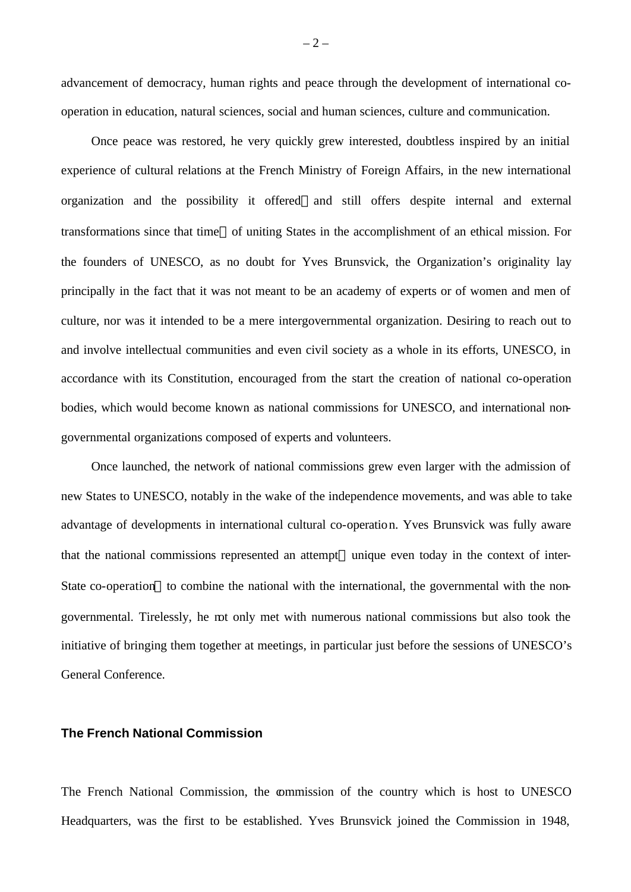advancement of democracy, human rights and peace through the development of international co-operation in education, natural sciences, social and human sciences, culture and communication.

Once peace was restored, he very quickly grew interested, doubtless inspired by an initial experience of cultural relations at the French Ministry of Foreign Affairs, in the new international organization and the possibility it offered — and still offers despite internal and external transformations since that time — of uniting States in the accomplishment of an ethical mission. For the founders of UNESCO, as no doubt for Yves Brunsvick, the Organization's originality lay principally in the fact that it was not meant to be an academy of experts or of women and men of culture, nor was it intended to be a mere intergovernmental organization. Desiring to reach out to and involve intellectual communities and even civil society as a whole in its efforts, UNESCO, in accordance with its Constitution, encouraged from the start the creation of national co-operation bodies, which would become known as national commissions for UNESCO, and international non-governmental organizations composed of experts and volunteers.

Once launched, the network of national commissions grew even larger with the admission of new States to UNESCO, notably in the wake of the independence movements, and was able to take advantage of developments in international cultural co-operation. Yves Brunsvick was fully aware that the national commissions represented an attempt — unique even today in the context of inter-State co-operation — to combine the national with the international, the governmental with the non-governmental. Tirelessly, he not only met with numerous national commissions but also took the initiative of bringing them together at meetings, in particular just before the sessions of UNESCO's General Conference.

## The French National Commission

The French National Commission, the commission of the country which is host to UNESCO Headquarters, was the first to be established. Yves Brunsvick joined the Commission in 1948,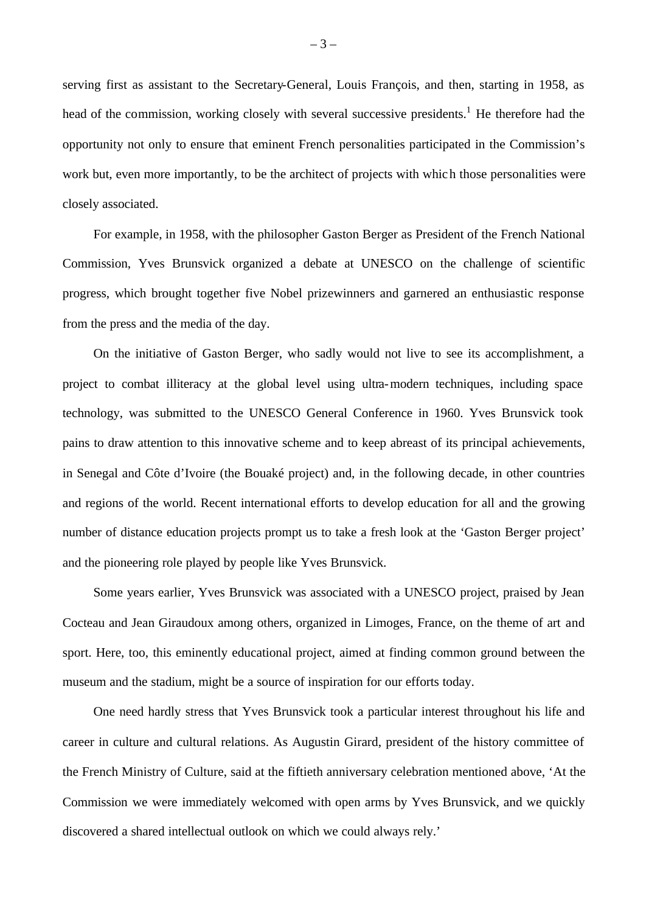serving first as assistant to the Secretary-General, Louis François, and then, starting in 1958, as head of the commission, working closely with several successive presidents.[1] He therefore had the opportunity not only to ensure that eminent French personalities participated in the Commission's work but, even more importantly, to be the architect of projects with which those personalities were closely associated.

For example, in 1958, with the philosopher Gaston Berger as President of the French National Commission, Yves Brunsvick organized a debate at UNESCO on the challenge of scientific progress, which brought together five Nobel prizewinners and garnered an enthusiastic response from the press and the media of the day.

On the initiative of Gaston Berger, who sadly would not live to see its accomplishment, a project to combat illiteracy at the global level using ultra-modern techniques, including space technology, was submitted to the UNESCO General Conference in 1960. Yves Brunsvick took pains to draw attention to this innovative scheme and to keep abreast of its principal achievements, in Senegal and Côte d'Ivoire (the Bouaké project) and, in the following decade, in other countries and regions of the world. Recent international efforts to develop education for all and the growing number of distance education projects prompt us to take a fresh look at the 'Gaston Berger project' and the pioneering role played by people like Yves Brunsvick.

Some years earlier, Yves Brunsvick was associated with a UNESCO project, praised by Jean Cocteau and Jean Giraudoux among others, organized in Limoges, France, on the theme of art and sport. Here, too, this eminently educational project, aimed at finding common ground between the museum and the stadium, might be a source of inspiration for our efforts today.

One need hardly stress that Yves Brunsvick took a particular interest throughout his life and career in culture and cultural relations. As Augustin Girard, president of the history committee of the French Ministry of Culture, said at the fiftieth anniversary celebration mentioned above, 'At the Commission we were immediately welcomed with open arms by Yves Brunsvick, and we quickly discovered a shared intellectual outlook on which we could always rely.'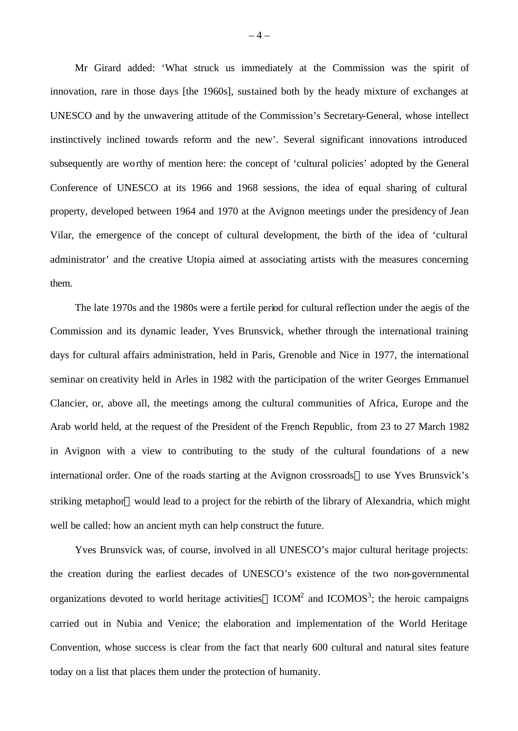Mr Girard added: ‘What struck us immediately at the Commission was the spirit of innovation, rare in those days [the 1960s], sustained both by the heady mixture of exchanges at UNESCO and by the unwavering attitude of the Commission’s Secretary-General, whose intellect instinctively inclined towards reform and the new’. Several significant innovations introduced subsequently are worthy of mention here: the concept of ‘cultural policies’ adopted by the General Conference of UNESCO at its 1966 and 1968 sessions, the idea of equal sharing of cultural property, developed between 1964 and 1970 at the Avignon meetings under the presidency of Jean Vilar, the emergence of the concept of cultural development, the birth of the idea of ‘cultural administrator’ and the creative Utopia aimed at associating artists with the measures concerning them.

The late 1970s and the 1980s were a fertile period for cultural reflection under the aegis of the Commission and its dynamic leader, Yves Brunsvick, whether through the international training days for cultural affairs administration, held in Paris, Grenoble and Nice in 1977, the international seminar on creativity held in Arles in 1982 with the participation of the writer Georges Emmanuel Clancier, or, above all, the meetings among the cultural communities of Africa, Europe and the Arab world held, at the request of the President of the French Republic, from 23 to 27 March 1982 in Avignon with a view to contributing to the study of the cultural foundations of a new international order. One of the roads starting at the Avignon crossroads — to use Yves Brunsvick’s striking metaphor — would lead to a project for the rebirth of the library of Alexandria, which might well be called: how an ancient myth can help construct the future.

Yves Brunsvick was, of course, involved in all UNESCO’s major cultural heritage projects: the creation during the earliest decades of UNESCO’s existence of the two non-governmental organizations devoted to world heritage activities — ICOM[2] and ICOMOS[3]; the heroic campaigns carried out in Nubia and Venice; the elaboration and implementation of the World Heritage Convention, whose success is clear from the fact that nearly 600 cultural and natural sites feature today on a list that places them under the protection of humanity.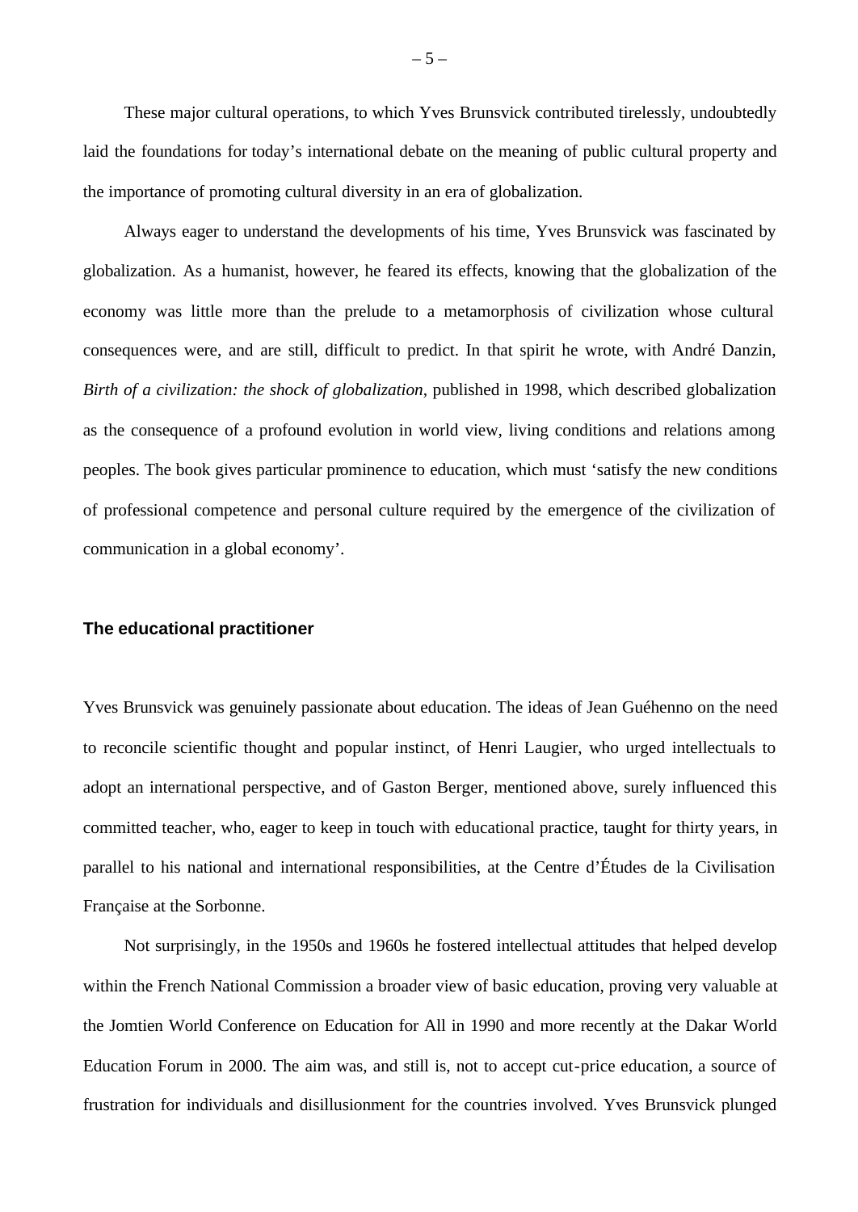These major cultural operations, to which Yves Brunsvick contributed tirelessly, undoubtedly laid the foundations for today's international debate on the meaning of public cultural property and the importance of promoting cultural diversity in an era of globalization.

Always eager to understand the developments of his time, Yves Brunsvick was fascinated by globalization. As a humanist, however, he feared its effects, knowing that the globalization of the economy was little more than the prelude to a metamorphosis of civilization whose cultural consequences were, and are still, difficult to predict. In that spirit he wrote, with André Danzin, *Birth of a civilization: the shock of globalization*, published in 1998, which described globalization as the consequence of a profound evolution in world view, living conditions and relations among peoples. The book gives particular prominence to education, which must 'satisfy the new conditions of professional competence and personal culture required by the emergence of the civilization of communication in a global economy'.

### The educational practitioner

Yves Brunsvick was genuinely passionate about education. The ideas of Jean Guéhenno on the need to reconcile scientific thought and popular instinct, of Henri Laugier, who urged intellectuals to adopt an international perspective, and of Gaston Berger, mentioned above, surely influenced this committed teacher, who, eager to keep in touch with educational practice, taught for thirty years, in parallel to his national and international responsibilities, at the Centre d'Études de la Civilisation Française at the Sorbonne.

Not surprisingly, in the 1950s and 1960s he fostered intellectual attitudes that helped develop within the French National Commission a broader view of basic education, proving very valuable at the Jomtien World Conference on Education for All in 1990 and more recently at the Dakar World Education Forum in 2000. The aim was, and still is, not to accept cut-price education, a source of frustration for individuals and disillusionment for the countries involved. Yves Brunsvick plunged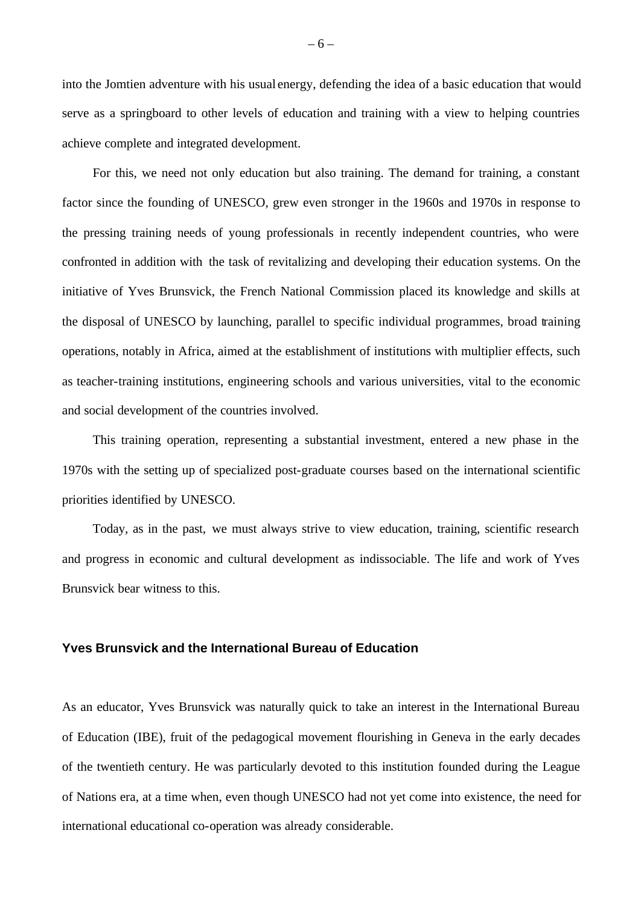into the Jomtien adventure with his usual energy, defending the idea of a basic education that would serve as a springboard to other levels of education and training with a view to helping countries achieve complete and integrated development.

For this, we need not only education but also training. The demand for training, a constant factor since the founding of UNESCO, grew even stronger in the 1960s and 1970s in response to the pressing training needs of young professionals in recently independent countries, who were confronted in addition with the task of revitalizing and developing their education systems. On the initiative of Yves Brunsvick, the French National Commission placed its knowledge and skills at the disposal of UNESCO by launching, parallel to specific individual programmes, broad training operations, notably in Africa, aimed at the establishment of institutions with multiplier effects, such as teacher-training institutions, engineering schools and various universities, vital to the economic and social development of the countries involved.

This training operation, representing a substantial investment, entered a new phase in the 1970s with the setting up of specialized post-graduate courses based on the international scientific priorities identified by UNESCO.

Today, as in the past, we must always strive to view education, training, scientific research and progress in economic and cultural development as indissociable. The life and work of Yves Brunsvick bear witness to this.

### Yves Brunsvick and the International Bureau of Education

As an educator, Yves Brunsvick was naturally quick to take an interest in the International Bureau of Education (IBE), fruit of the pedagogical movement flourishing in Geneva in the early decades of the twentieth century. He was particularly devoted to this institution founded during the League of Nations era, at a time when, even though UNESCO had not yet come into existence, the need for international educational co-operation was already considerable.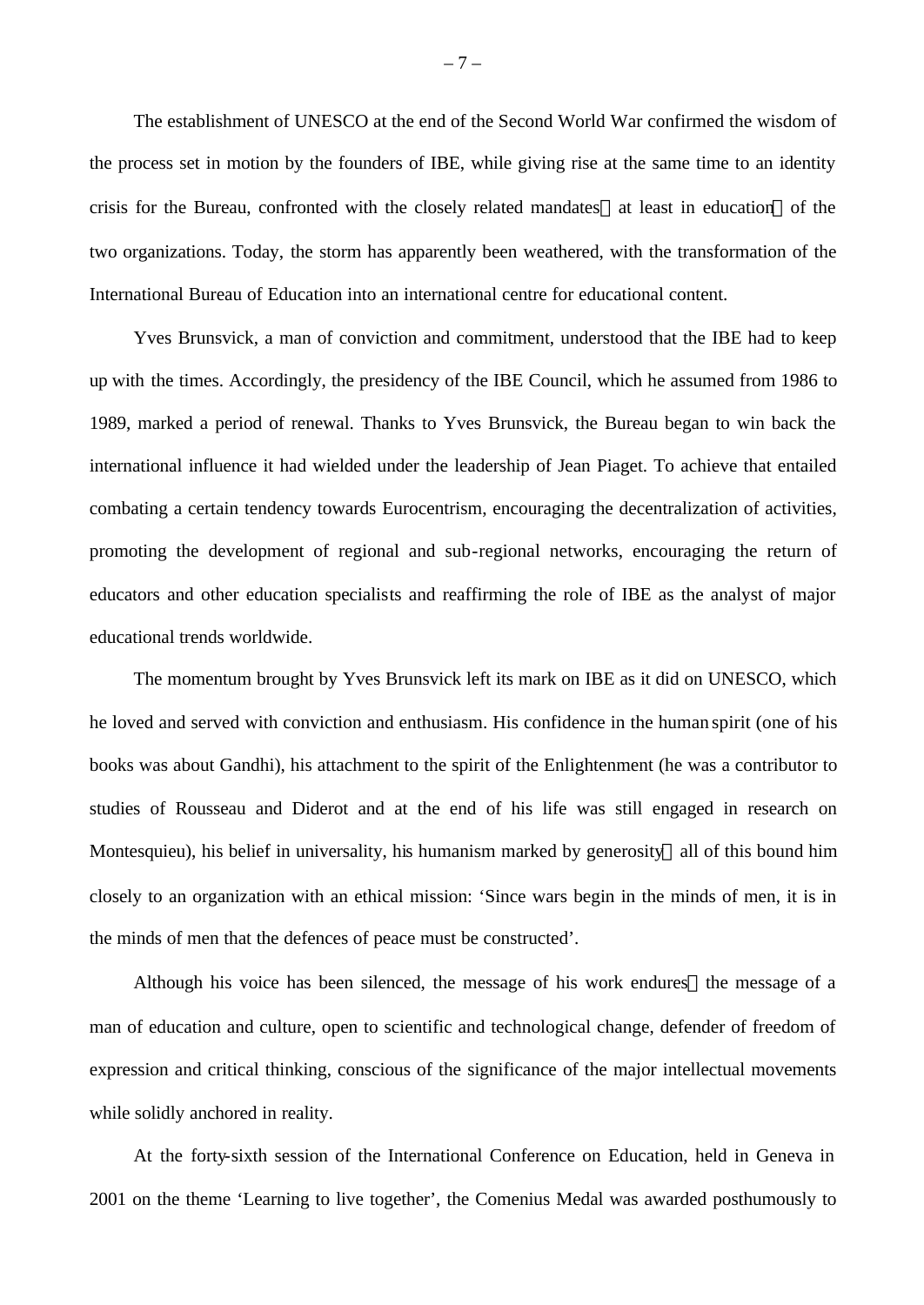The establishment of UNESCO at the end of the Second World War confirmed the wisdom of the process set in motion by the founders of IBE, while giving rise at the same time to an identity crisis for the Bureau, confronted with the closely related mandates—at least in education—of the two organizations. Today, the storm has apparently been weathered, with the transformation of the International Bureau of Education into an international centre for educational content.

Yves Brunsvick, a man of conviction and commitment, understood that the IBE had to keep up with the times. Accordingly, the presidency of the IBE Council, which he assumed from 1986 to 1989, marked a period of renewal. Thanks to Yves Brunsvick, the Bureau began to win back the international influence it had wielded under the leadership of Jean Piaget. To achieve that entailed combating a certain tendency towards Eurocentrism, encouraging the decentralization of activities, promoting the development of regional and sub-regional networks, encouraging the return of educators and other education specialists and reaffirming the role of IBE as the analyst of major educational trends worldwide.

The momentum brought by Yves Brunsvick left its mark on IBE as it did on UNESCO, which he loved and served with conviction and enthusiasm. His confidence in the human spirit (one of his books was about Gandhi), his attachment to the spirit of the Enlightenment (he was a contributor to studies of Rousseau and Diderot and at the end of his life was still engaged in research on Montesquieu), his belief in universality, his humanism marked by generosity—all of this bound him closely to an organization with an ethical mission: 'Since wars begin in the minds of men, it is in the minds of men that the defences of peace must be constructed'.

Although his voice has been silenced, the message of his work endures—the message of a man of education and culture, open to scientific and technological change, defender of freedom of expression and critical thinking, conscious of the significance of the major intellectual movements while solidly anchored in reality.

At the forty-sixth session of the International Conference on Education, held in Geneva in 2001 on the theme 'Learning to live together', the Comenius Medal was awarded posthumously to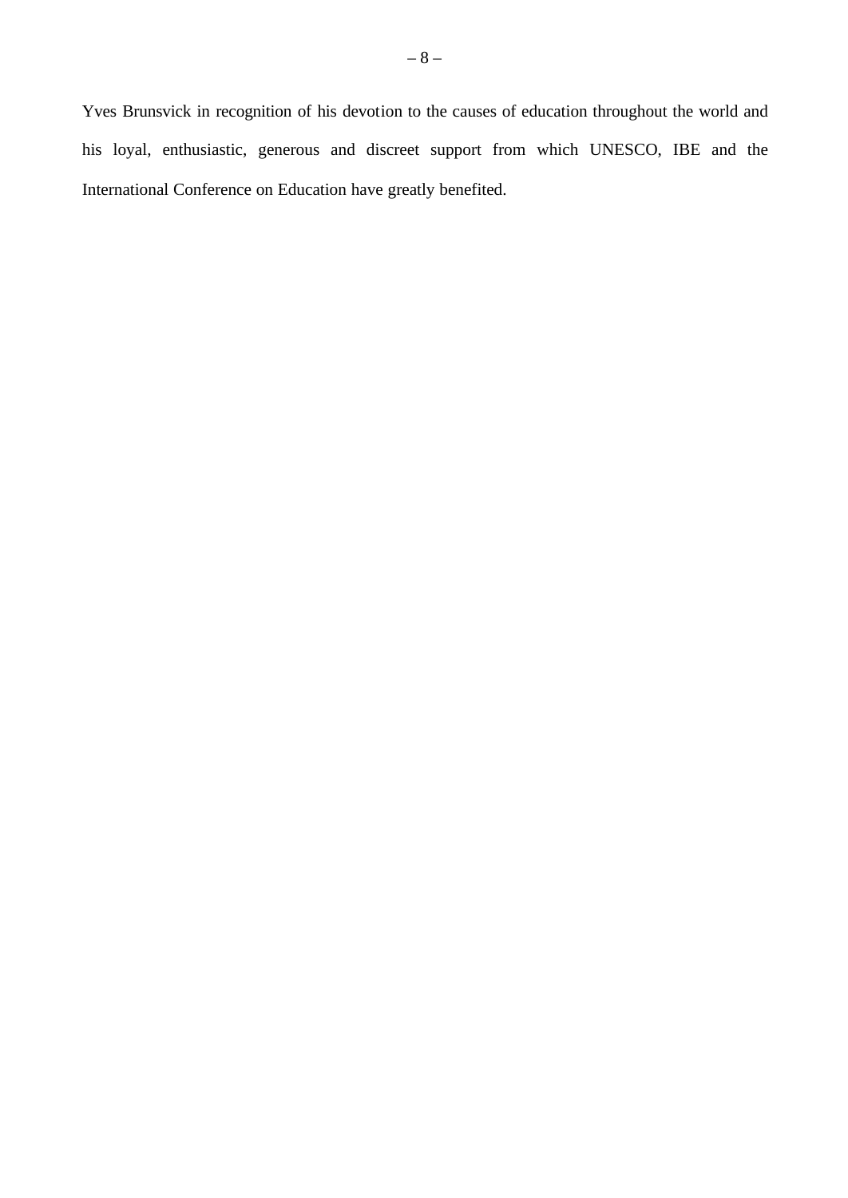Yves Brunsvick in recognition of his devotion to the causes of education throughout the world and his loyal, enthusiastic, generous and discreet support from which UNESCO, IBE and the International Conference on Education have greatly benefited.